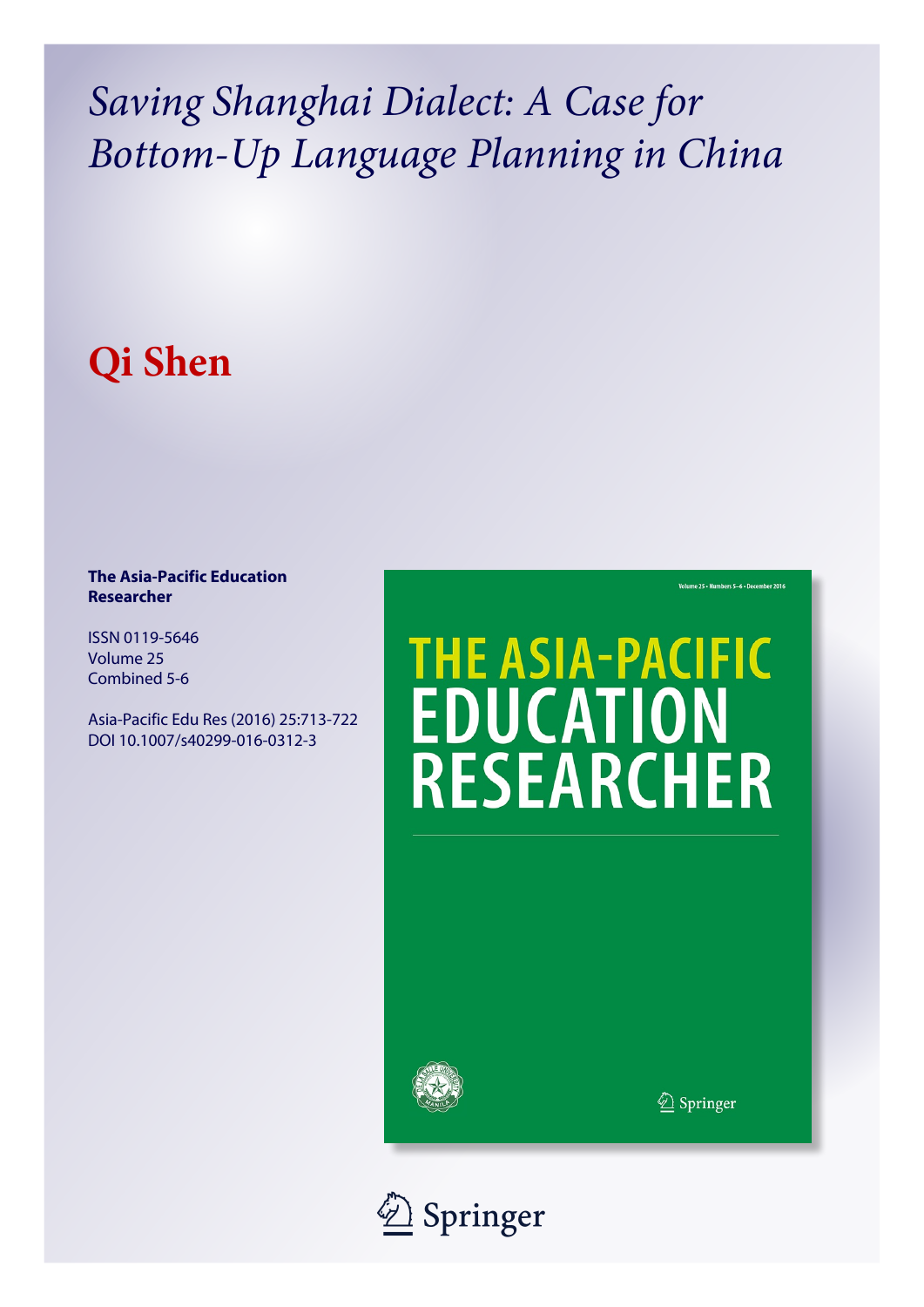# *Saving Shanghai Dialect: A Case for Bottom-Up Language Planning in China*

## Qi Shen

**The Asia-Pacific Education Researcher**

ISSN 0119-5646
Volume 25
Combined 5-6

Asia-Pacific Edu Res (2016) 25:713-722
DOI 10.1007/s40299-016-0312-3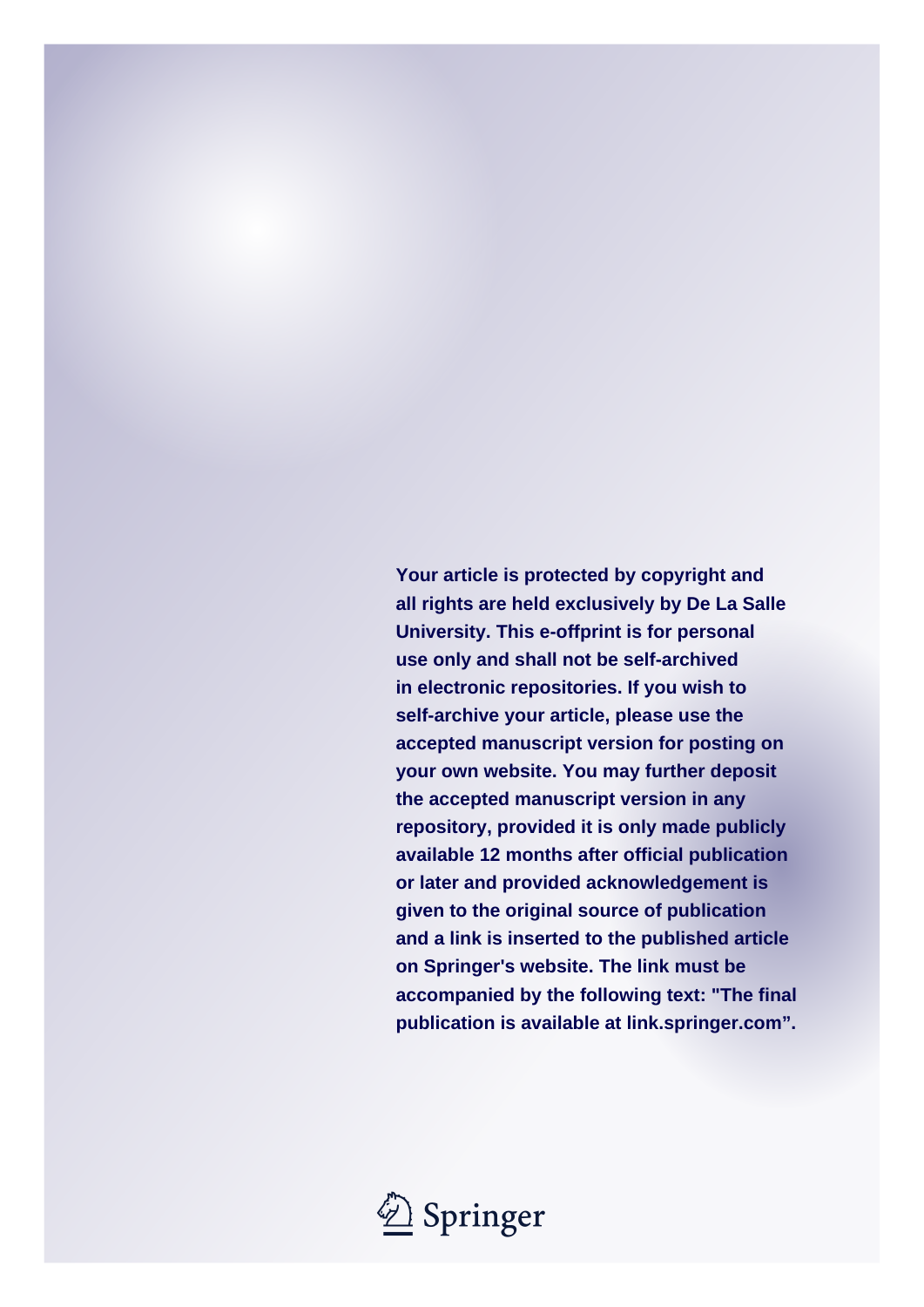**Your article is protected by copyright and all rights are held exclusively by De La Salle University. This e-offprint is for personal use only and shall not be self-archived in electronic repositories. If you wish to self-archive your article, please use the accepted manuscript version for posting on your own website. You may further deposit the accepted manuscript version in any repository, provided it is only made publicly available 12 months after official publication or later and provided acknowledgement is given to the original source of publication and a link is inserted to the published article on Springer's website. The link must be accompanied by the following text: "The final publication is available at link.springer.com".**

Springer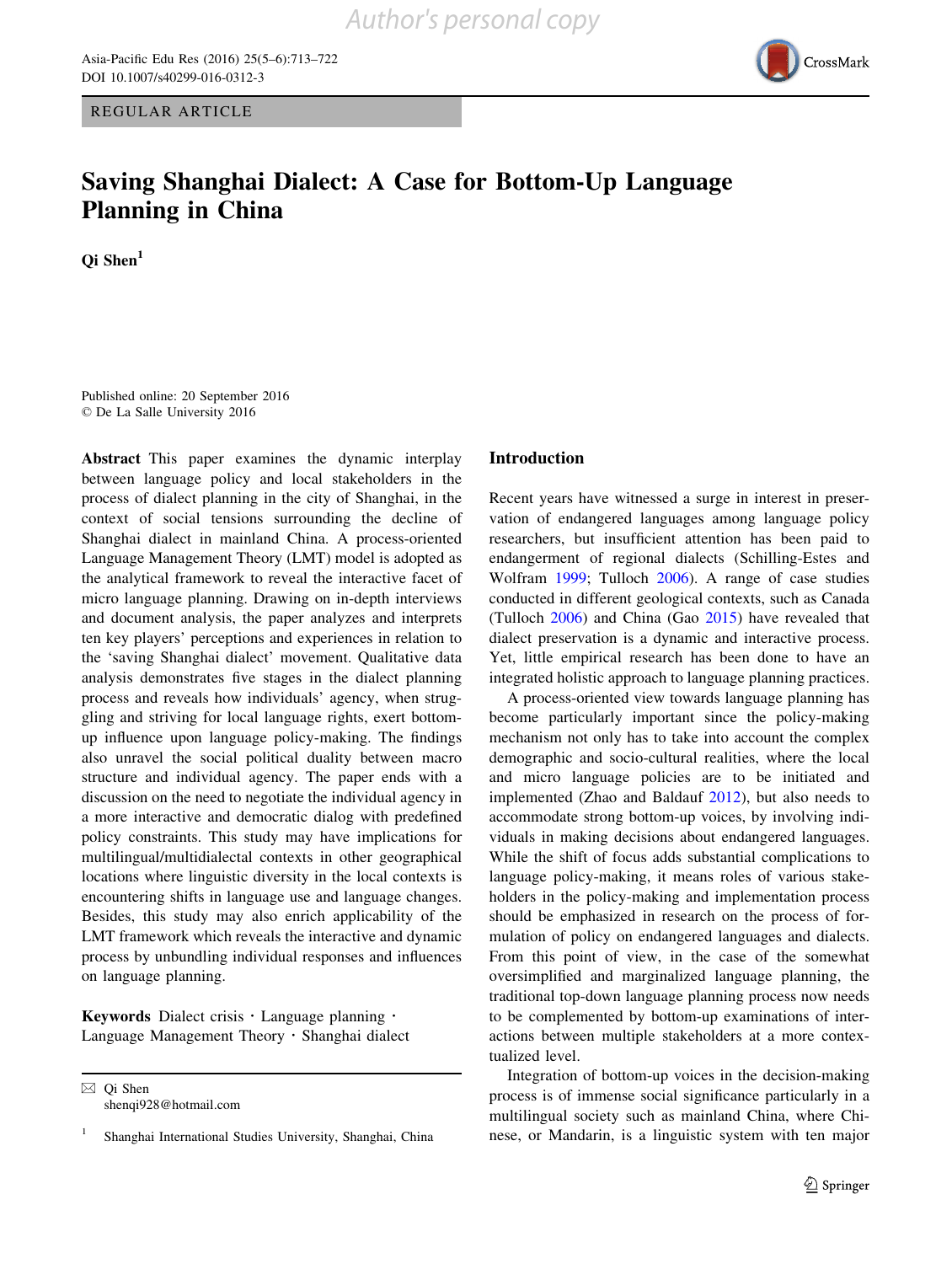# Saving Shanghai Dialect: A Case for Bottom-Up Language Planning in China

**Qi Shen**[1]

Published online: 20 September 2016
© De La Salle University 2016

**Abstract** This paper examines the dynamic interplay between language policy and local stakeholders in the process of dialect planning in the city of Shanghai, in the context of social tensions surrounding the decline of Shanghai dialect in mainland China. A process-oriented Language Management Theory (LMT) model is adopted as the analytical framework to reveal the interactive facet of micro language planning. Drawing on in-depth interviews and document analysis, the paper analyzes and interprets ten key players' perceptions and experiences in relation to the 'saving Shanghai dialect' movement. Qualitative data analysis demonstrates five stages in the dialect planning process and reveals how individuals' agency, when struggling and striving for local language rights, exert bottom-up influence upon language policy-making. The findings also unravel the social political duality between macro structure and individual agency. The paper ends with a discussion on the need to negotiate the individual agency in a more interactive and democratic dialog with predefined policy constraints. This study may have implications for multilingual/multidialectal contexts in other geographical locations where linguistic diversity in the local contexts is encountering shifts in language use and language changes. Besides, this study may also enrich applicability of the LMT framework which reveals the interactive and dynamic process by unbundling individual responses and influences on language planning.

**Keywords** Dialect crisis · Language planning · Language Management Theory · Shanghai dialect

✉ Qi Shen
shenqi928@hotmail.com

[1] Shanghai International Studies University, Shanghai, China

## Introduction

Recent years have witnessed a surge in interest in preservation of endangered languages among language policy researchers, but insufficient attention has been paid to endangerment of regional dialects (Schilling-Estes and Wolfram 1999; Tulloch 2006). A range of case studies conducted in different geological contexts, such as Canada (Tulloch 2006) and China (Gao 2015) have revealed that dialect preservation is a dynamic and interactive process. Yet, little empirical research has been done to have an integrated holistic approach to language planning practices.

A process-oriented view towards language planning has become particularly important since the policy-making mechanism not only has to take into account the complex demographic and socio-cultural realities, where the local and micro language policies are to be initiated and implemented (Zhao and Baldauf 2012), but also needs to accommodate strong bottom-up voices, by involving individuals in making decisions about endangered languages. While the shift of focus adds substantial complications to language policy-making, it means roles of various stakeholders in the policy-making and implementation process should be emphasized in research on the process of formulation of policy on endangered languages and dialects. From this point of view, in the case of the somewhat oversimplified and marginalized language planning, the traditional top-down language planning process now needs to be complemented by bottom-up examinations of interactions between multiple stakeholders at a more contextualized level.

Integration of bottom-up voices in the decision-making process is of immense social significance particularly in a multilingual society such as mainland China, where Chinese, or Mandarin, is a linguistic system with ten major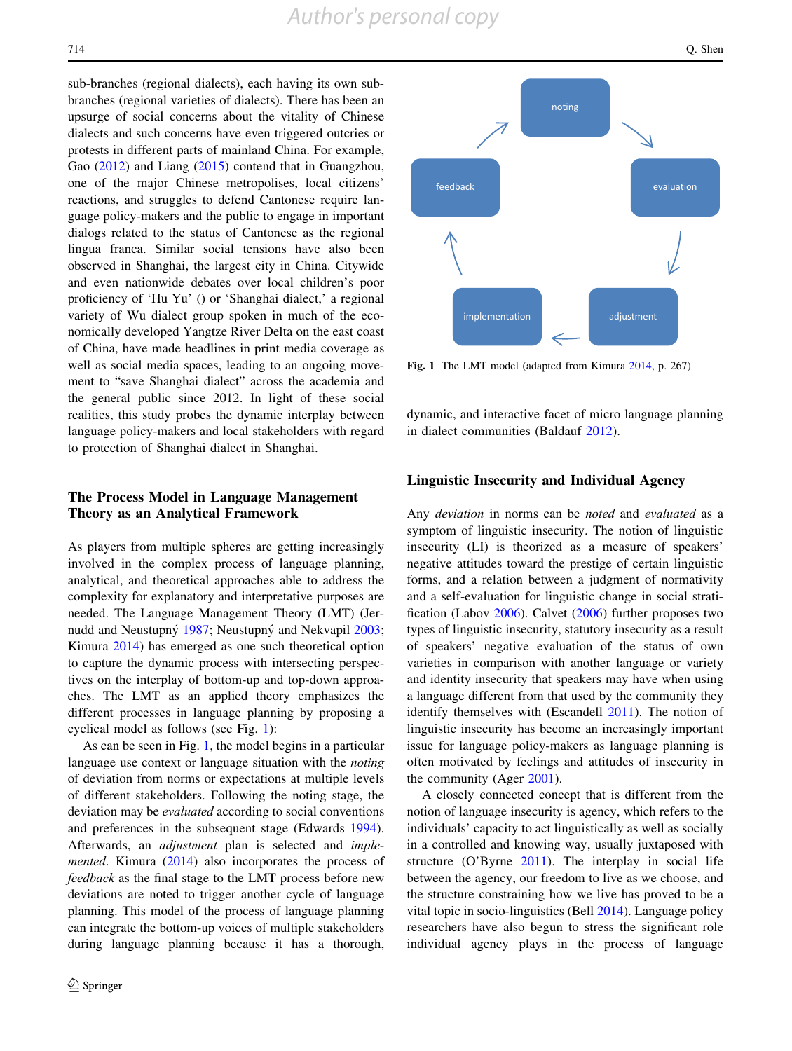sub-branches (regional dialects), each having its own sub-branches (regional varieties of dialects). There has been an upsurge of social concerns about the vitality of Chinese dialects and such concerns have even triggered outcries or protests in different parts of mainland China. For example, Gao (2012) and Liang (2015) contend that in Guangzhou, one of the major Chinese metropolises, local citizens' reactions, and struggles to defend Cantonese require language policy-makers and the public to engage in important dialogs related to the status of Cantonese as the regional lingua franca. Similar social tensions have also been observed in Shanghai, the largest city in China. Citywide and even nationwide debates over local children's poor proficiency of 'Hu Yu' () or 'Shanghai dialect,' a regional variety of Wu dialect group spoken in much of the economically developed Yangtze River Delta on the east coast of China, have made headlines in print media coverage as well as social media spaces, leading to an ongoing movement to "save Shanghai dialect" across the academia and the general public since 2012. In light of these social realities, this study probes the dynamic interplay between language policy-makers and local stakeholders with regard to protection of Shanghai dialect in Shanghai.

## The Process Model in Language Management Theory as an Analytical Framework

As players from multiple spheres are getting increasingly involved in the complex process of language planning, analytical, and theoretical approaches able to address the complexity for explanatory and interpretative purposes are needed. The Language Management Theory (LMT) (Jernudd and Neustupný 1987; Neustupný and Nekvapil 2003; Kimura 2014) has emerged as one such theoretical option to capture the dynamic process with intersecting perspectives on the interplay of bottom-up and top-down approaches. The LMT as an applied theory emphasizes the different processes in language planning by proposing a cyclical model as follows (see Fig. 1):

noting

evaluation

adjustment

implementation

feedback

**Fig. 1** The LMT model (adapted from Kimura 2014, p. 267)

As can be seen in Fig. 1, the model begins in a particular language use context or language situation with the *noting* of deviation from norms or expectations at multiple levels of different stakeholders. Following the noting stage, the deviation may be *evaluated* according to social conventions and preferences in the subsequent stage (Edwards 1994). Afterwards, an *adjustment* plan is selected and *implemented*. Kimura (2014) also incorporates the process of *feedback* as the final stage to the LMT process before new deviations are noted to trigger another cycle of language planning. This model of the process of language planning can integrate the bottom-up voices of multiple stakeholders during language planning because it has a thorough, dynamic, and interactive facet of micro language planning in dialect communities (Baldauf 2012).

## Linguistic Insecurity and Individual Agency

Any *deviation* in norms can be *noted* and *evaluated* as a symptom of linguistic insecurity. The notion of linguistic insecurity (LI) is theorized as a measure of speakers' negative attitudes toward the prestige of certain linguistic forms, and a relation between a judgment of normativity and a self-evaluation for linguistic change in social stratification (Labov 2006). Calvet (2006) further proposes two types of linguistic insecurity, statutory insecurity as a result of speakers' negative evaluation of the status of own varieties in comparison with another language or variety and identity insecurity that speakers may have when using a language different from that used by the community they identify themselves with (Escandell 2011). The notion of linguistic insecurity has become an increasingly important issue for language policy-makers as language planning is often motivated by feelings and attitudes of insecurity in the community (Ager 2001).

A closely connected concept that is different from the notion of language insecurity is agency, which refers to the individuals' capacity to act linguistically as well as socially in a controlled and knowing way, usually juxtaposed with structure (O'Byrne 2011). The interplay in social life between the agency, our freedom to live as we choose, and the structure constraining how we live has proved to be a vital topic in socio-linguistics (Bell 2014). Language policy researchers have also begun to stress the significant role individual agency plays in the process of language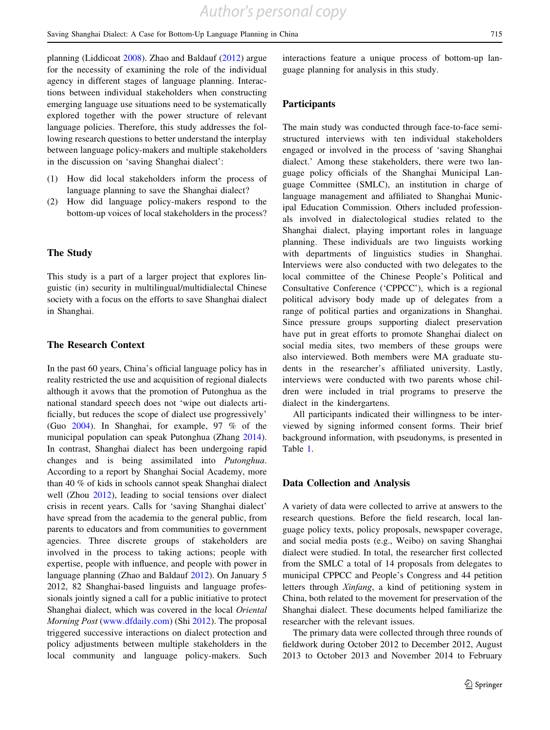planning (Liddicoat 2008). Zhao and Baldauf (2012) argue for the necessity of examining the role of the individual agency in different stages of language planning. Interactions between individual stakeholders when constructing emerging language use situations need to be systematically explored together with the power structure of relevant language policies. Therefore, this study addresses the following research questions to better understand the interplay between language policy-makers and multiple stakeholders in the discussion on 'saving Shanghai dialect':

1. How did local stakeholders inform the process of language planning to save the Shanghai dialect?
2. How did language policy-makers respond to the bottom-up voices of local stakeholders in the process?

## The Study

This study is a part of a larger project that explores linguistic (in) security in multilingual/multidialectal Chinese society with a focus on the efforts to save Shanghai dialect in Shanghai.

## The Research Context

In the past 60 years, China's official language policy has in reality restricted the use and acquisition of regional dialects although it avows that the promotion of Putonghua as the national standard speech does not 'wipe out dialects artificially, but reduces the scope of dialect use progressively' (Guo 2004). In Shanghai, for example, 97 % of the municipal population can speak Putonghua (Zhang 2014). In contrast, Shanghai dialect has been undergoing rapid changes and is being assimilated into *Putonghua*. According to a report by Shanghai Social Academy, more than 40 % of kids in schools cannot speak Shanghai dialect well (Zhou 2012), leading to social tensions over dialect crisis in recent years. Calls for 'saving Shanghai dialect' have spread from the academia to the general public, from parents to educators and from communities to government agencies. Three discrete groups of stakeholders are involved in the process to taking actions; people with expertise, people with influence, and people with power in language planning (Zhao and Baldauf 2012). On January 5 2012, 82 Shanghai-based linguists and language professionals jointly signed a call for a public initiative to protect Shanghai dialect, which was covered in the local *Oriental Morning Post* (www.dfdaily.com) (Shi 2012). The proposal triggered successive interactions on dialect protection and policy adjustments between multiple stakeholders in the local community and language policy-makers. Such interactions feature a unique process of bottom-up language planning for analysis in this study.

## Participants

The main study was conducted through face-to-face semi-structured interviews with ten individual stakeholders engaged or involved in the process of 'saving Shanghai dialect.' Among these stakeholders, there were two language policy officials of the Shanghai Municipal Language Committee (SMLC), an institution in charge of language management and affiliated to Shanghai Municipal Education Commission. Others included professionals involved in dialectological studies related to the Shanghai dialect, playing important roles in language planning. These individuals are two linguists working with departments of linguistics studies in Shanghai. Interviews were also conducted with two delegates to the local committee of the Chinese People's Political and Consultative Conference ('CPPCC'), which is a regional political advisory body made up of delegates from a range of political parties and organizations in Shanghai. Since pressure groups supporting dialect preservation have put in great efforts to promote Shanghai dialect on social media sites, two members of these groups were also interviewed. Both members were MA graduate students in the researcher's affiliated university. Lastly, interviews were conducted with two parents whose children were included in trial programs to preserve the dialect in the kindergartens.

All participants indicated their willingness to be interviewed by signing informed consent forms. Their brief background information, with pseudonyms, is presented in Table 1.

## Data Collection and Analysis

A variety of data were collected to arrive at answers to the research questions. Before the field research, local language policy texts, policy proposals, newspaper coverage, and social media posts (e.g., Weibo) on saving Shanghai dialect were studied. In total, the researcher first collected from the SMLC a total of 14 proposals from delegates to municipal CPPCC and People's Congress and 44 petition letters through *Xinfang*, a kind of petitioning system in China, both related to the movement for preservation of the Shanghai dialect. These documents helped familiarize the researcher with the relevant issues.

The primary data were collected through three rounds of fieldwork during October 2012 to December 2012, August 2013 to October 2013 and November 2014 to February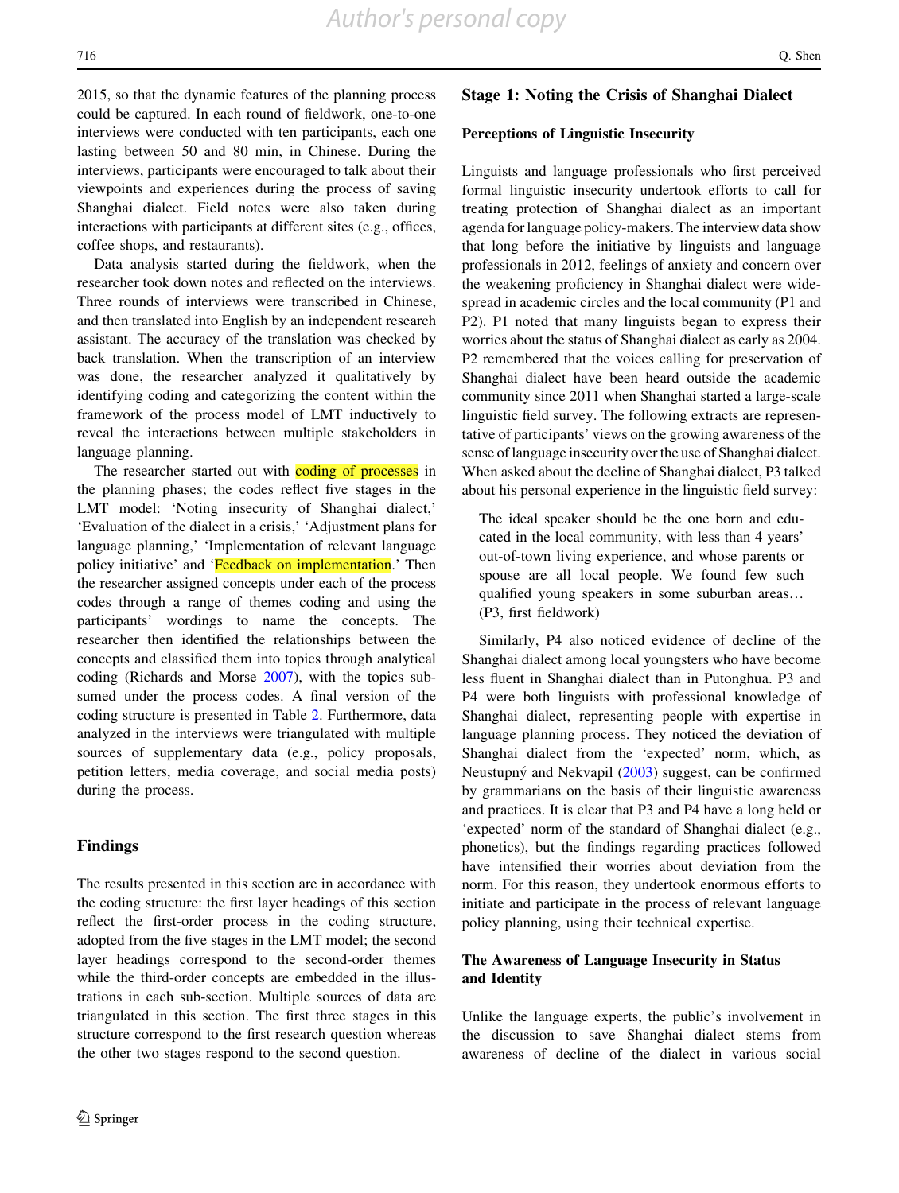2015, so that the dynamic features of the planning process could be captured. In each round of fieldwork, one-to-one interviews were conducted with ten participants, each one lasting between 50 and 80 min, in Chinese. During the interviews, participants were encouraged to talk about their viewpoints and experiences during the process of saving Shanghai dialect. Field notes were also taken during interactions with participants at different sites (e.g., offices, coffee shops, and restaurants).

Data analysis started during the fieldwork, when the researcher took down notes and reflected on the interviews. Three rounds of interviews were transcribed in Chinese, and then translated into English by an independent research assistant. The accuracy of the translation was checked by back translation. When the transcription of an interview was done, the researcher analyzed it qualitatively by identifying coding and categorizing the content within the framework of the process model of LMT inductively to reveal the interactions between multiple stakeholders in language planning.

The researcher started out with coding of processes in the planning phases; the codes reflect five stages in the LMT model: 'Noting insecurity of Shanghai dialect,' 'Evaluation of the dialect in a crisis,' 'Adjustment plans for language planning,' 'Implementation of relevant language policy initiative' and 'Feedback on implementation.' Then the researcher assigned concepts under each of the process codes through a range of themes coding and using the participants' wordings to name the concepts. The researcher then identified the relationships between the concepts and classified them into topics through analytical coding (Richards and Morse 2007), with the topics subsumed under the process codes. A final version of the coding structure is presented in Table 2. Furthermore, data analyzed in the interviews were triangulated with multiple sources of supplementary data (e.g., policy proposals, petition letters, media coverage, and social media posts) during the process.

## Findings

The results presented in this section are in accordance with the coding structure: the first layer headings of this section reflect the first-order process in the coding structure, adopted from the five stages in the LMT model; the second layer headings correspond to the second-order themes while the third-order concepts are embedded in the illustrations in each sub-section. Multiple sources of data are triangulated in this section. The first three stages in this structure correspond to the first research question whereas the other two stages respond to the second question.

### Stage 1: Noting the Crisis of Shanghai Dialect

#### Perceptions of Linguistic Insecurity

Linguists and language professionals who first perceived formal linguistic insecurity undertook efforts to call for treating protection of Shanghai dialect as an important agenda for language policy-makers. The interview data show that long before the initiative by linguists and language professionals in 2012, feelings of anxiety and concern over the weakening proficiency in Shanghai dialect were widespread in academic circles and the local community (P1 and P2). P1 noted that many linguists began to express their worries about the status of Shanghai dialect as early as 2004. P2 remembered that the voices calling for preservation of Shanghai dialect have been heard outside the academic community since 2011 when Shanghai started a large-scale linguistic field survey. The following extracts are representative of participants' views on the growing awareness of the sense of language insecurity over the use of Shanghai dialect. When asked about the decline of Shanghai dialect, P3 talked about his personal experience in the linguistic field survey:

> The ideal speaker should be the one born and educated in the local community, with less than 4 years' out-of-town living experience, and whose parents or spouse are all local people. We found few such qualified young speakers in some suburban areas… (P3, first fieldwork)

Similarly, P4 also noticed evidence of decline of the Shanghai dialect among local youngsters who have become less fluent in Shanghai dialect than in Putonghua. P3 and P4 were both linguists with professional knowledge of Shanghai dialect, representing people with expertise in language planning process. They noticed the deviation of Shanghai dialect from the 'expected' norm, which, as Neustupný and Nekvapil (2003) suggest, can be confirmed by grammarians on the basis of their linguistic awareness and practices. It is clear that P3 and P4 have a long held or 'expected' norm of the standard of Shanghai dialect (e.g., phonetics), but the findings regarding practices followed have intensified their worries about deviation from the norm. For this reason, they undertook enormous efforts to initiate and participate in the process of relevant language policy planning, using their technical expertise.

#### The Awareness of Language Insecurity in Status and Identity

Unlike the language experts, the public's involvement in the discussion to save Shanghai dialect stems from awareness of decline of the dialect in various social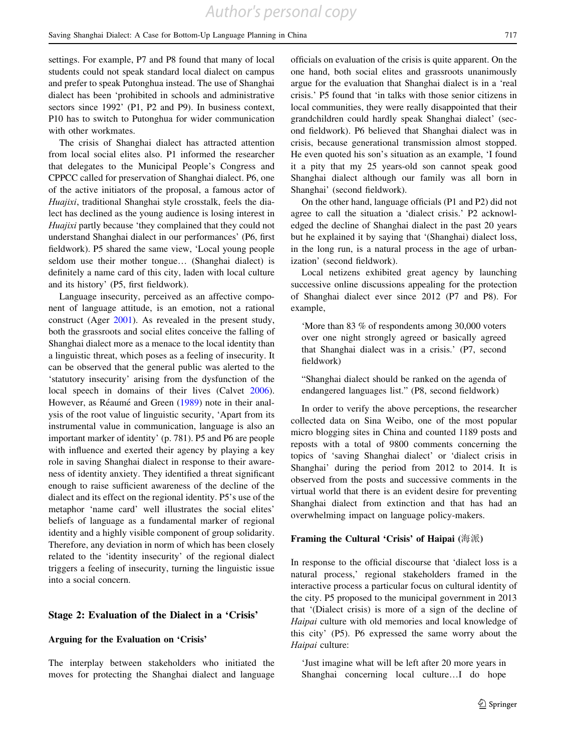settings. For example, P7 and P8 found that many of local students could not speak standard local dialect on campus and prefer to speak Putonghua instead. The use of Shanghai dialect has been 'prohibited in schools and administrative sectors since 1992' (P1, P2 and P9). In business context, P10 has to switch to Putonghua for wider communication with other workmates.

The crisis of Shanghai dialect has attracted attention from local social elites also. P1 informed the researcher that delegates to the Municipal People's Congress and CPPCC called for preservation of Shanghai dialect. P6, one of the active initiators of the proposal, a famous actor of *Huajixi*, traditional Shanghai style crosstalk, feels the dialect has declined as the young audience is losing interest in *Huajixi* partly because 'they complained that they could not understand Shanghai dialect in our performances' (P6, first fieldwork). P5 shared the same view, 'Local young people seldom use their mother tongue… (Shanghai dialect) is definitely a name card of this city, laden with local culture and its history' (P5, first fieldwork).

Language insecurity, perceived as an affective component of language attitude, is an emotion, not a rational construct (Ager 2001). As revealed in the present study, both the grassroots and social elites conceive the falling of Shanghai dialect more as a menace to the local identity than a linguistic threat, which poses as a feeling of insecurity. It can be observed that the general public was alerted to the 'statutory insecurity' arising from the dysfunction of the local speech in domains of their lives (Calvet 2006). However, as Réaumé and Green (1989) note in their analysis of the root value of linguistic security, 'Apart from its instrumental value in communication, language is also an important marker of identity' (p. 781). P5 and P6 are people with influence and exerted their agency by playing a key role in saving Shanghai dialect in response to their awareness of identity anxiety. They identified a threat significant enough to raise sufficient awareness of the decline of the dialect and its effect on the regional identity. P5's use of the metaphor 'name card' well illustrates the social elites' beliefs of language as a fundamental marker of regional identity and a highly visible component of group solidarity. Therefore, any deviation in norm of which has been closely related to the 'identity insecurity' of the regional dialect triggers a feeling of insecurity, turning the linguistic issue into a social concern.

## Stage 2: Evaluation of the Dialect in a 'Crisis'

### Arguing for the Evaluation on 'Crisis'

The interplay between stakeholders who initiated the moves for protecting the Shanghai dialect and language officials on evaluation of the crisis is quite apparent. On the one hand, both social elites and grassroots unanimously argue for the evaluation that Shanghai dialect is in a 'real crisis.' P5 found that 'in talks with those senior citizens in local communities, they were really disappointed that their grandchildren could hardly speak Shanghai dialect' (second fieldwork). P6 believed that Shanghai dialect was in crisis, because generational transmission almost stopped. He even quoted his son's situation as an example, 'I found it a pity that my 25 years-old son cannot speak good Shanghai dialect although our family was all born in Shanghai' (second fieldwork).

On the other hand, language officials (P1 and P2) did not agree to call the situation a 'dialect crisis.' P2 acknowledged the decline of Shanghai dialect in the past 20 years but he explained it by saying that '(Shanghai) dialect loss, in the long run, is a natural process in the age of urbanization' (second fieldwork).

Local netizens exhibited great agency by launching successive online discussions appealing for the protection of Shanghai dialect ever since 2012 (P7 and P8). For example,

> 'More than 83 % of respondents among 30,000 voters over one night strongly agreed or basically agreed that Shanghai dialect was in a crisis.' (P7, second fieldwork)

> "Shanghai dialect should be ranked on the agenda of endangered languages list." (P8, second fieldwork)

In order to verify the above perceptions, the researcher collected data on Sina Weibo, one of the most popular micro blogging sites in China and counted 1189 posts and reposts with a total of 9800 comments concerning the topics of 'saving Shanghai dialect' or 'dialect crisis in Shanghai' during the period from 2012 to 2014. It is observed from the posts and successive comments in the virtual world that there is an evident desire for preventing Shanghai dialect from extinction and that has had an overwhelming impact on language policy-makers.

### Framing the Cultural 'Crisis' of Haipai (海派)

In response to the official discourse that 'dialect loss is a natural process,' regional stakeholders framed in the interactive process a particular focus on cultural identity of the city. P5 proposed to the municipal government in 2013 that '(Dialect crisis) is more of a sign of the decline of *Haipai* culture with old memories and local knowledge of this city' (P5). P6 expressed the same worry about the *Haipai* culture:

> 'Just imagine what will be left after 20 more years in Shanghai concerning local culture…I do hope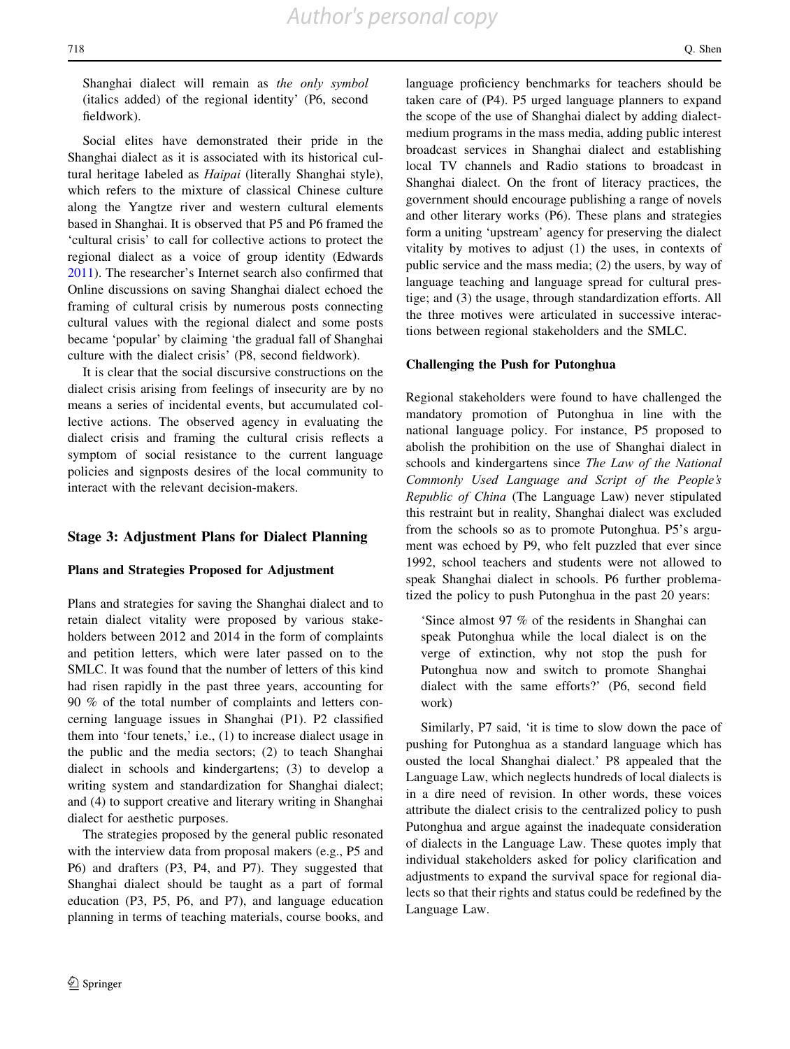Shanghai dialect will remain as *the only symbol* (italics added) of the regional identity' (P6, second fieldwork).

Social elites have demonstrated their pride in the Shanghai dialect as it is associated with its historical cultural heritage labeled as *Haipai* (literally Shanghai style), which refers to the mixture of classical Chinese culture along the Yangtze river and western cultural elements based in Shanghai. It is observed that P5 and P6 framed the 'cultural crisis' to call for collective actions to protect the regional dialect as a voice of group identity (Edwards 2011). The researcher's Internet search also confirmed that Online discussions on saving Shanghai dialect echoed the framing of cultural crisis by numerous posts connecting cultural values with the regional dialect and some posts became 'popular' by claiming 'the gradual fall of Shanghai culture with the dialect crisis' (P8, second fieldwork).

It is clear that the social discursive constructions on the dialect crisis arising from feelings of insecurity are by no means a series of incidental events, but accumulated collective actions. The observed agency in evaluating the dialect crisis and framing the cultural crisis reflects a symptom of social resistance to the current language policies and signposts desires of the local community to interact with the relevant decision-makers.

## Stage 3: Adjustment Plans for Dialect Planning

### Plans and Strategies Proposed for Adjustment

Plans and strategies for saving the Shanghai dialect and to retain dialect vitality were proposed by various stakeholders between 2012 and 2014 in the form of complaints and petition letters, which were later passed on to the SMLC. It was found that the number of letters of this kind had risen rapidly in the past three years, accounting for 90 % of the total number of complaints and letters concerning language issues in Shanghai (P1). P2 classified them into 'four tenets,' i.e., (1) to increase dialect usage in the public and the media sectors; (2) to teach Shanghai dialect in schools and kindergartens; (3) to develop a writing system and standardization for Shanghai dialect; and (4) to support creative and literary writing in Shanghai dialect for aesthetic purposes.

The strategies proposed by the general public resonated with the interview data from proposal makers (e.g., P5 and P6) and drafters (P3, P4, and P7). They suggested that Shanghai dialect should be taught as a part of formal education (P3, P5, P6, and P7), and language education planning in terms of teaching materials, course books, and language proficiency benchmarks for teachers should be taken care of (P4). P5 urged language planners to expand the scope of the use of Shanghai dialect by adding dialect-medium programs in the mass media, adding public interest broadcast services in Shanghai dialect and establishing local TV channels and Radio stations to broadcast in Shanghai dialect. On the front of literacy practices, the government should encourage publishing a range of novels and other literary works (P6). These plans and strategies form a uniting 'upstream' agency for preserving the dialect vitality by motives to adjust (1) the uses, in contexts of public service and the mass media; (2) the users, by way of language teaching and language spread for cultural prestige; and (3) the usage, through standardization efforts. All the three motives were articulated in successive interactions between regional stakeholders and the SMLC.

### Challenging the Push for Putonghua

Regional stakeholders were found to have challenged the mandatory promotion of Putonghua in line with the national language policy. For instance, P5 proposed to abolish the prohibition on the use of Shanghai dialect in schools and kindergartens since *The Law of the National Commonly Used Language and Script of the People's Republic of China* (The Language Law) never stipulated this restraint but in reality, Shanghai dialect was excluded from the schools so as to promote Putonghua. P5's argument was echoed by P9, who felt puzzled that ever since 1992, school teachers and students were not allowed to speak Shanghai dialect in schools. P6 further problematized the policy to push Putonghua in the past 20 years:

> 'Since almost 97 % of the residents in Shanghai can speak Putonghua while the local dialect is on the verge of extinction, why not stop the push for Putonghua now and switch to promote Shanghai dialect with the same efforts?' (P6, second field work)

Similarly, P7 said, 'it is time to slow down the pace of pushing for Putonghua as a standard language which has ousted the local Shanghai dialect.' P8 appealed that the Language Law, which neglects hundreds of local dialects is in a dire need of revision. In other words, these voices attribute the dialect crisis to the centralized policy to push Putonghua and argue against the inadequate consideration of dialects in the Language Law. These quotes imply that individual stakeholders asked for policy clarification and adjustments to expand the survival space for regional dialects so that their rights and status could be redefined by the Language Law.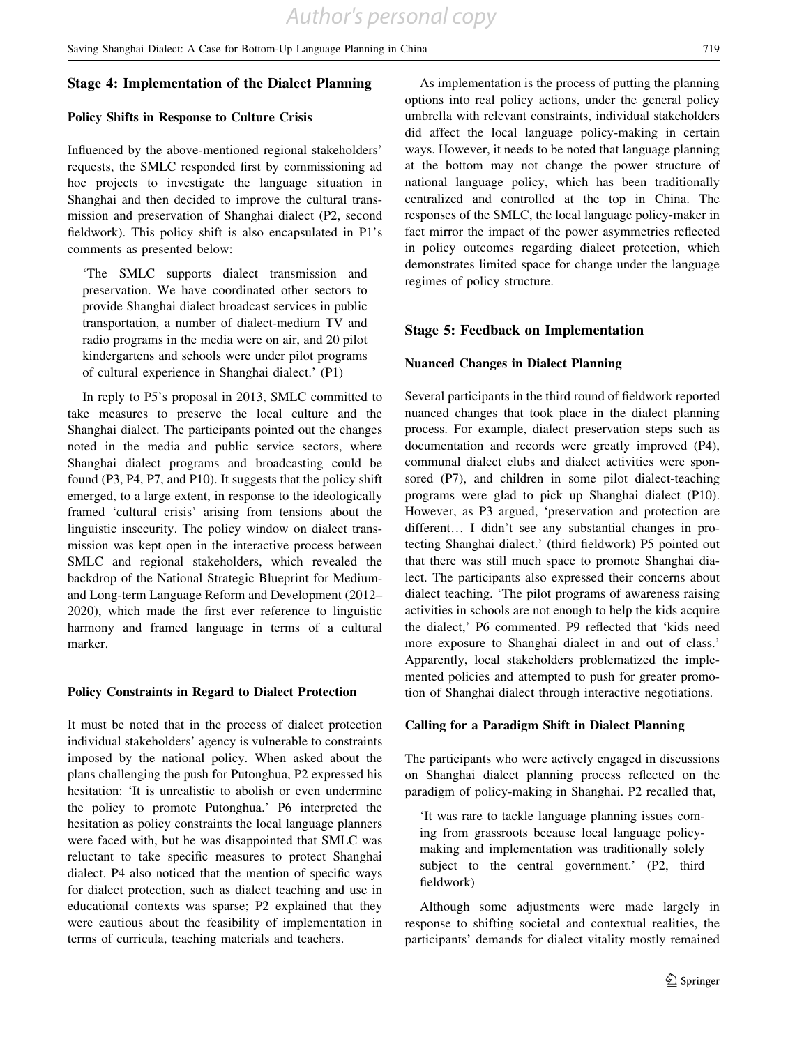## Stage 4: Implementation of the Dialect Planning

### Policy Shifts in Response to Culture Crisis

Influenced by the above-mentioned regional stakeholders' requests, the SMLC responded first by commissioning ad hoc projects to investigate the language situation in Shanghai and then decided to improve the cultural transmission and preservation of Shanghai dialect (P2, second fieldwork). This policy shift is also encapsulated in P1's comments as presented below:

> 'The SMLC supports dialect transmission and preservation. We have coordinated other sectors to provide Shanghai dialect broadcast services in public transportation, a number of dialect-medium TV and radio programs in the media were on air, and 20 pilot kindergartens and schools were under pilot programs of cultural experience in Shanghai dialect.' (P1)

In reply to P5's proposal in 2013, SMLC committed to take measures to preserve the local culture and the Shanghai dialect. The participants pointed out the changes noted in the media and public service sectors, where Shanghai dialect programs and broadcasting could be found (P3, P4, P7, and P10). It suggests that the policy shift emerged, to a large extent, in response to the ideologically framed 'cultural crisis' arising from tensions about the linguistic insecurity. The policy window on dialect transmission was kept open in the interactive process between SMLC and regional stakeholders, which revealed the backdrop of the National Strategic Blueprint for Medium- and Long-term Language Reform and Development (2012–2020), which made the first ever reference to linguistic harmony and framed language in terms of a cultural marker.

### Policy Constraints in Regard to Dialect Protection

It must be noted that in the process of dialect protection individual stakeholders' agency is vulnerable to constraints imposed by the national policy. When asked about the plans challenging the push for Putonghua, P2 expressed his hesitation: 'It is unrealistic to abolish or even undermine the policy to promote Putonghua.' P6 interpreted the hesitation as policy constraints the local language planners were faced with, but he was disappointed that SMLC was reluctant to take specific measures to protect Shanghai dialect. P4 also noticed that the mention of specific ways for dialect protection, such as dialect teaching and use in educational contexts was sparse; P2 explained that they were cautious about the feasibility of implementation in terms of curricula, teaching materials and teachers.

As implementation is the process of putting the planning options into real policy actions, under the general policy umbrella with relevant constraints, individual stakeholders did affect the local language policy-making in certain ways. However, it needs to be noted that language planning at the bottom may not change the power structure of national language policy, which has been traditionally centralized and controlled at the top in China. The responses of the SMLC, the local language policy-maker in fact mirror the impact of the power asymmetries reflected in policy outcomes regarding dialect protection, which demonstrates limited space for change under the language regimes of policy structure.

## Stage 5: Feedback on Implementation

### Nuanced Changes in Dialect Planning

Several participants in the third round of fieldwork reported nuanced changes that took place in the dialect planning process. For example, dialect preservation steps such as documentation and records were greatly improved (P4), communal dialect clubs and dialect activities were sponsored (P7), and children in some pilot dialect-teaching programs were glad to pick up Shanghai dialect (P10). However, as P3 argued, 'preservation and protection are different… I didn't see any substantial changes in protecting Shanghai dialect.' (third fieldwork) P5 pointed out that there was still much space to promote Shanghai dialect. The participants also expressed their concerns about dialect teaching. 'The pilot programs of awareness raising activities in schools are not enough to help the kids acquire the dialect,' P6 commented. P9 reflected that 'kids need more exposure to Shanghai dialect in and out of class.' Apparently, local stakeholders problematized the implemented policies and attempted to push for greater promotion of Shanghai dialect through interactive negotiations.

### Calling for a Paradigm Shift in Dialect Planning

The participants who were actively engaged in discussions on Shanghai dialect planning process reflected on the paradigm of policy-making in Shanghai. P2 recalled that,

> 'It was rare to tackle language planning issues coming from grassroots because local language policy-making and implementation was traditionally solely subject to the central government.' (P2, third fieldwork)

Although some adjustments were made largely in response to shifting societal and contextual realities, the participants' demands for dialect vitality mostly remained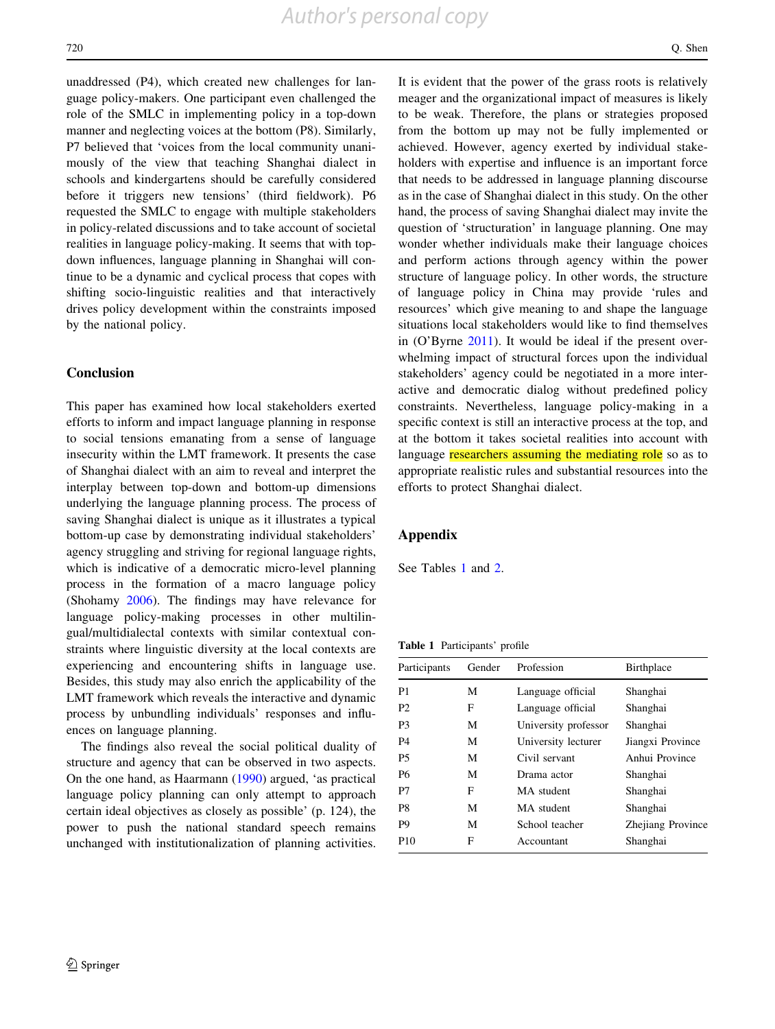unaddressed (P4), which created new challenges for language policy-makers. One participant even challenged the role of the SMLC in implementing policy in a top-down manner and neglecting voices at the bottom (P8). Similarly, P7 believed that 'voices from the local community unanimously of the view that teaching Shanghai dialect in schools and kindergartens should be carefully considered before it triggers new tensions' (third fieldwork). P6 requested the SMLC to engage with multiple stakeholders in policy-related discussions and to take account of societal realities in language policy-making. It seems that with top-down influences, language planning in Shanghai will continue to be a dynamic and cyclical process that copes with shifting socio-linguistic realities and that interactively drives policy development within the constraints imposed by the national policy.

## Conclusion

This paper has examined how local stakeholders exerted efforts to inform and impact language planning in response to social tensions emanating from a sense of language insecurity within the LMT framework. It presents the case of Shanghai dialect with an aim to reveal and interpret the interplay between top-down and bottom-up dimensions underlying the language planning process. The process of saving Shanghai dialect is unique as it illustrates a typical bottom-up case by demonstrating individual stakeholders' agency struggling and striving for regional language rights, which is indicative of a democratic micro-level planning process in the formation of a macro language policy (Shohamy 2006). The findings may have relevance for language policy-making processes in other multilingual/multidialectal contexts with similar contextual constraints where linguistic diversity at the local contexts are experiencing and encountering shifts in language use. Besides, this study may also enrich the applicability of the LMT framework which reveals the interactive and dynamic process by unbundling individuals' responses and influences on language planning.

The findings also reveal the social political duality of structure and agency that can be observed in two aspects. On the one hand, as Haarmann (1990) argued, 'as practical language policy planning can only attempt to approach certain ideal objectives as closely as possible' (p. 124), the power to push the national standard speech remains unchanged with institutionalization of planning activities. It is evident that the power of the grass roots is relatively meager and the organizational impact of measures is likely to be weak. Therefore, the plans or strategies proposed from the bottom up may not be fully implemented or achieved. However, agency exerted by individual stakeholders with expertise and influence is an important force that needs to be addressed in language planning discourse as in the case of Shanghai dialect in this study. On the other hand, the process of saving Shanghai dialect may invite the question of 'structuration' in language planning. One may wonder whether individuals make their language choices and perform actions through agency within the power structure of language policy. In other words, the structure of language policy in China may provide 'rules and resources' which give meaning to and shape the language situations local stakeholders would like to find themselves in (O'Byrne 2011). It would be ideal if the present overwhelming impact of structural forces upon the individual stakeholders' agency could be negotiated in a more interactive and democratic dialog without predefined policy constraints. Nevertheless, language policy-making in a specific context is still an interactive process at the top, and at the bottom it takes societal realities into account with language researchers assuming the mediating role so as to appropriate realistic rules and substantial resources into the efforts to protect Shanghai dialect.

## Appendix

See Tables 1 and 2.

**Table 1** Participants' profile

| Participants | Gender | Profession | Birthplace |
|---|---|---|---|
| P1 | M | Language official | Shanghai |
| P2 | F | Language official | Shanghai |
| P3 | M | University professor | Shanghai |
| P4 | M | University lecturer | Jiangxi Province |
| P5 | M | Civil servant | Anhui Province |
| P6 | M | Drama actor | Shanghai |
| P7 | F | MA student | Shanghai |
| P8 | M | MA student | Shanghai |
| P9 | M | School teacher | Zhejiang Province |
| P10 | F | Accountant | Shanghai |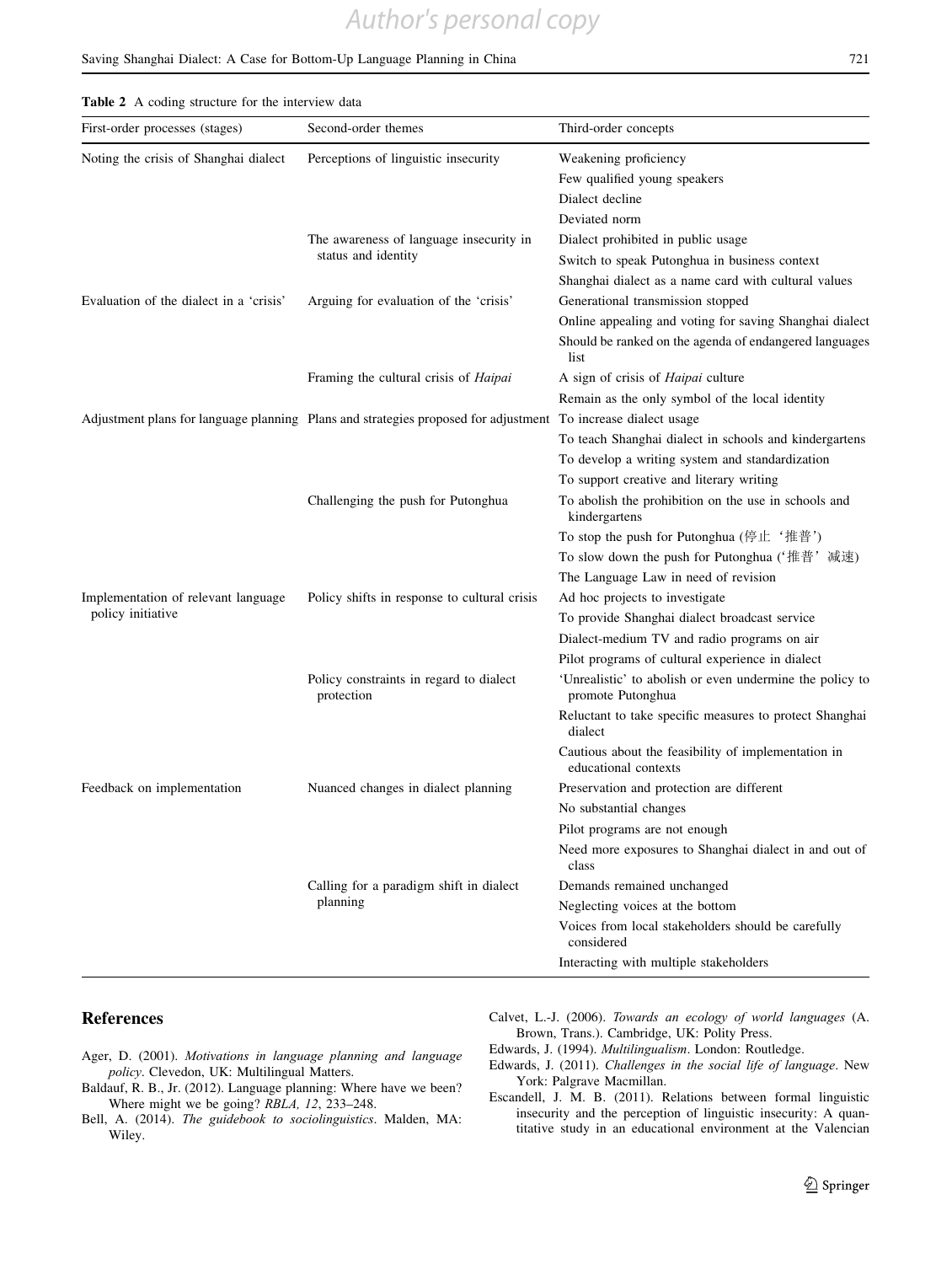**Table 2** A coding structure for the interview data

| First-order processes (stages) | Second-order themes | Third-order concepts |
|---|---|---|
| Noting the crisis of Shanghai dialect | Perceptions of linguistic insecurity | Weakening proficiency |
| | | Few qualified young speakers |
| | | Dialect decline |
| | | Deviated norm |
| | The awareness of language insecurity in status and identity | Dialect prohibited in public usage |
| | | Switch to speak Putonghua in business context |
| | | Shanghai dialect as a name card with cultural values |
| Evaluation of the dialect in a 'crisis' | Arguing for evaluation of the 'crisis' | Generational transmission stopped |
| | | Online appealing and voting for saving Shanghai dialect |
| | | Should be ranked on the agenda of endangered languages list |
| | Framing the cultural crisis of *Haipai* | A sign of crisis of *Haipai* culture |
| | | Remain as the only symbol of the local identity |
| Adjustment plans for language planning | Plans and strategies proposed for adjustment | To increase dialect usage |
| | | To teach Shanghai dialect in schools and kindergartens |
| | | To develop a writing system and standardization |
| | | To support creative and literary writing |
| | Challenging the push for Putonghua | To abolish the prohibition on the use in schools and kindergartens |
| | | To stop the push for Putonghua (停止'推普') |
| | | To slow down the push for Putonghua ('推普'减速) |
| | | The Language Law in need of revision |
| Implementation of relevant language policy initiative | Policy shifts in response to cultural crisis | Ad hoc projects to investigate |
| | | To provide Shanghai dialect broadcast service |
| | | Dialect-medium TV and radio programs on air |
| | | Pilot programs of cultural experience in dialect |
| | Policy constraints in regard to dialect protection | 'Unrealistic' to abolish or even undermine the policy to promote Putonghua |
| | | Reluctant to take specific measures to protect Shanghai dialect |
| | | Cautious about the feasibility of implementation in educational contexts |
| Feedback on implementation | Nuanced changes in dialect planning | Preservation and protection are different |
| | | No substantial changes |
| | | Pilot programs are not enough |
| | | Need more exposures to Shanghai dialect in and out of class |
| | Calling for a paradigm shift in dialect planning | Demands remained unchanged |
| | | Neglecting voices at the bottom |
| | | Voices from local stakeholders should be carefully considered |
| | | Interacting with multiple stakeholders |

## References

Ager, D. (2001). *Motivations in language planning and language policy*. Clevedon, UK: Multilingual Matters.

Baldauf, R. B., Jr. (2012). Language planning: Where have we been? Where might we be going? *RBLA, 12*, 233–248.

Bell, A. (2014). *The guidebook to sociolinguistics*. Malden, MA: Wiley.

Calvet, L.-J. (2006). *Towards an ecology of world languages* (A. Brown, Trans.). Cambridge, UK: Polity Press.

Edwards, J. (1994). *Multilingualism*. London: Routledge.

Edwards, J. (2011). *Challenges in the social life of language*. New York: Palgrave Macmillan.

Escandell, J. M. B. (2011). Relations between formal linguistic insecurity and the perception of linguistic insecurity: A quantitative study in an educational environment at the Valencian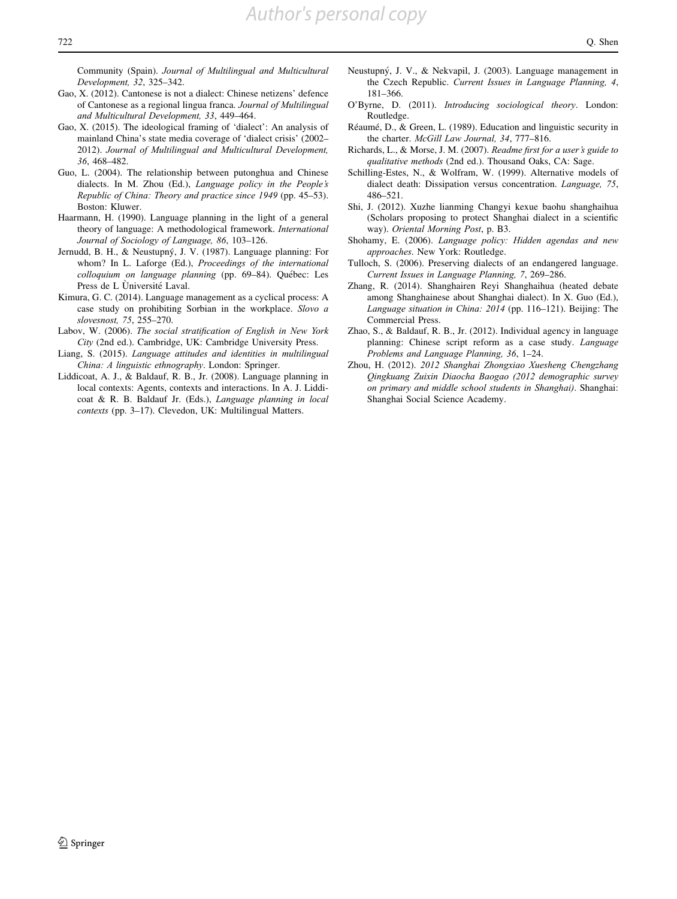Community (Spain). *Journal of Multilingual and Multicultural Development, 32*, 325–342.

Gao, X. (2012). Cantonese is not a dialect: Chinese netizens' defence of Cantonese as a regional lingua franca. *Journal of Multilingual and Multicultural Development, 33*, 449–464.

Gao, X. (2015). The ideological framing of 'dialect': An analysis of mainland China's state media coverage of 'dialect crisis' (2002–2012). *Journal of Multilingual and Multicultural Development, 36*, 468–482.

Guo, L. (2004). The relationship between putonghua and Chinese dialects. In M. Zhou (Ed.), *Language policy in the People's Republic of China: Theory and practice since 1949* (pp. 45–53). Boston: Kluwer.

Haarmann, H. (1990). Language planning in the light of a general theory of language: A methodological framework. *International Journal of Sociology of Language, 86*, 103–126.

Jernudd, B. H., & Neustupný, J. V. (1987). Language planning: For whom? In L. Laforge (Ed.), *Proceedings of the international colloquium on language planning* (pp. 69–84). Québec: Les Press de L Ùniversité Laval.

Kimura, G. C. (2014). Language management as a cyclical process: A case study on prohibiting Sorbian in the workplace. *Slovo a slovesnost, 75*, 255–270.

Labov, W. (2006). *The social stratification of English in New York City* (2nd ed.). Cambridge, UK: Cambridge University Press.

Liang, S. (2015). *Language attitudes and identities in multilingual China: A linguistic ethnography*. London: Springer.

Liddicoat, A. J., & Baldauf, R. B., Jr. (2008). Language planning in local contexts: Agents, contexts and interactions. In A. J. Liddicoat & R. B. Baldauf Jr. (Eds.), *Language planning in local contexts* (pp. 3–17). Clevedon, UK: Multilingual Matters.

Neustupný, J. V., & Nekvapil, J. (2003). Language management in the Czech Republic. *Current Issues in Language Planning, 4*, 181–366.

O'Byrne, D. (2011). *Introducing sociological theory*. London: Routledge.

Réaumé, D., & Green, L. (1989). Education and linguistic security in the charter. *McGill Law Journal, 34*, 777–816.

Richards, L., & Morse, J. M. (2007). *Readme first for a user's guide to qualitative methods* (2nd ed.). Thousand Oaks, CA: Sage.

Schilling-Estes, N., & Wolfram, W. (1999). Alternative models of dialect death: Dissipation versus concentration. *Language, 75*, 486–521.

Shi, J. (2012). Xuzhe lianming Changyi kexue baohu shanghaihua (Scholars proposing to protect Shanghai dialect in a scientific way). *Oriental Morning Post*, p. B3.

Shohamy, E. (2006). *Language policy: Hidden agendas and new approaches*. New York: Routledge.

Tulloch, S. (2006). Preserving dialects of an endangered language. *Current Issues in Language Planning, 7*, 269–286.

Zhang, R. (2014). Shanghairen Reyi Shanghaihua (heated debate among Shanghainese about Shanghai dialect). In X. Guo (Ed.), *Language situation in China: 2014* (pp. 116–121). Beijing: The Commercial Press.

Zhao, S., & Baldauf, R. B., Jr. (2012). Individual agency in language planning: Chinese script reform as a case study. *Language Problems and Language Planning, 36*, 1–24.

Zhou, H. (2012). *2012 Shanghai Zhongxiao Xuesheng Chengzhang Qingkuang Zuixin Diaocha Baogao (2012 demographic survey on primary and middle school students in Shanghai)*. Shanghai: Shanghai Social Science Academy.